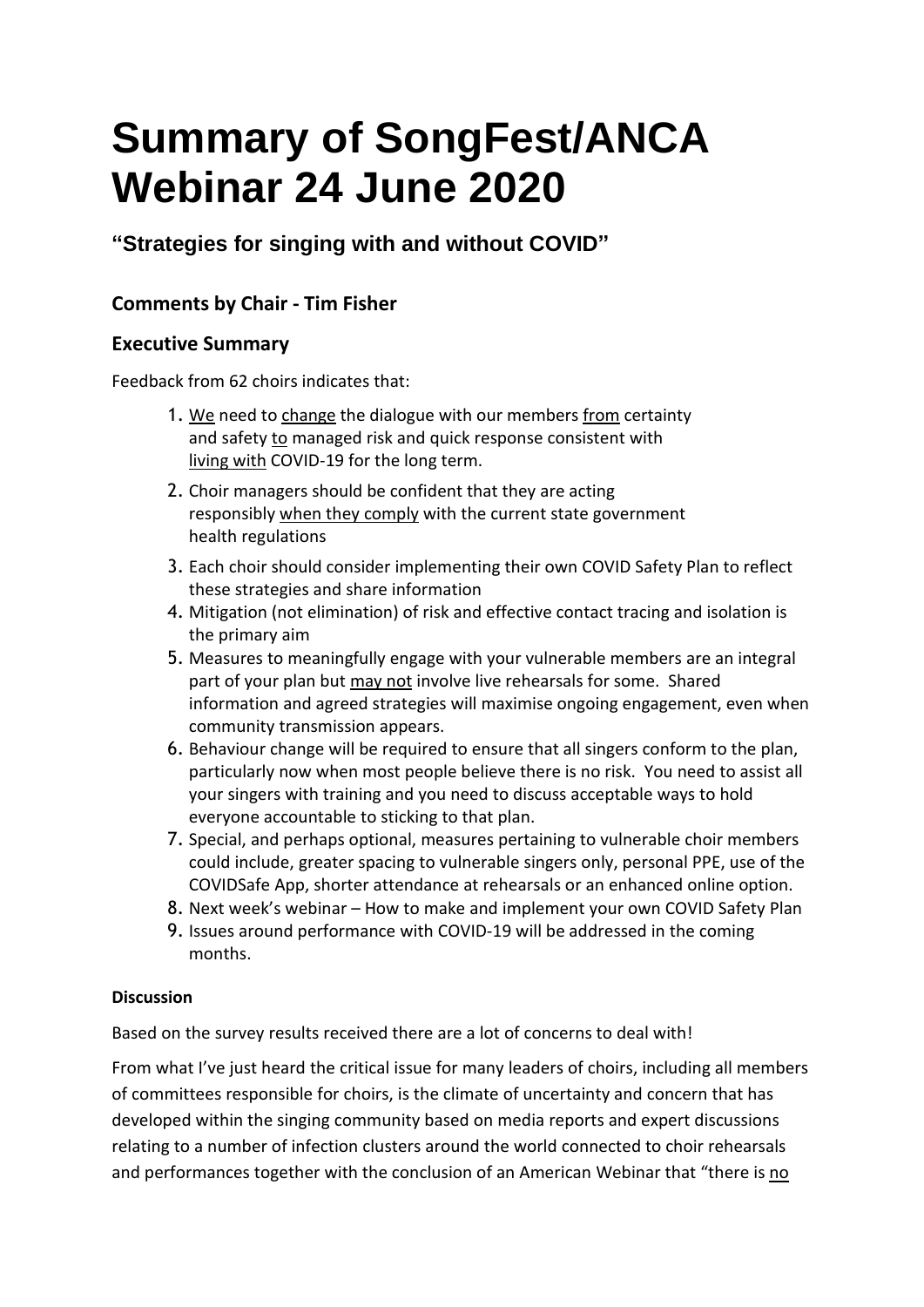# Summary of SongFest/ANCA Webinar 24 June 2020

## "Strategies for singing with and without COVID"

### Comments by Chair - Tim Fisher

### Executive Summary

Feedback from 62 choirs indicates that:

1. We need to change the dialogue with our members from certainty and safety to managed risk and quick response consistent with living with COVID-19 for the long term.
2. Choir managers should be confident that they are acting responsibly when they comply with the current state government health regulations
3. Each choir should consider implementing their own COVID Safety Plan to reflect these strategies and share information
4. Mitigation (not elimination) of risk and effective contact tracing and isolation is the primary aim
5. Measures to meaningfully engage with your vulnerable members are an integral part of your plan but may not involve live rehearsals for some. Shared information and agreed strategies will maximise ongoing engagement, even when community transmission appears.
6. Behaviour change will be required to ensure that all singers conform to the plan, particularly now when most people believe there is no risk. You need to assist all your singers with training and you need to discuss acceptable ways to hold everyone accountable to sticking to that plan.
7. Special, and perhaps optional, measures pertaining to vulnerable choir members could include, greater spacing to vulnerable singers only, personal PPE, use of the COVIDSafe App, shorter attendance at rehearsals or an enhanced online option.
8. Next week's webinar – How to make and implement your own COVID Safety Plan
9. Issues around performance with COVID-19 will be addressed in the coming months.

**Discussion**

Based on the survey results received there are a lot of concerns to deal with!

From what I've just heard the critical issue for many leaders of choirs, including all members of committees responsible for choirs, is the climate of uncertainty and concern that has developed within the singing community based on media reports and expert discussions relating to a number of infection clusters around the world connected to choir rehearsals and performances together with the conclusion of an American Webinar that "there is no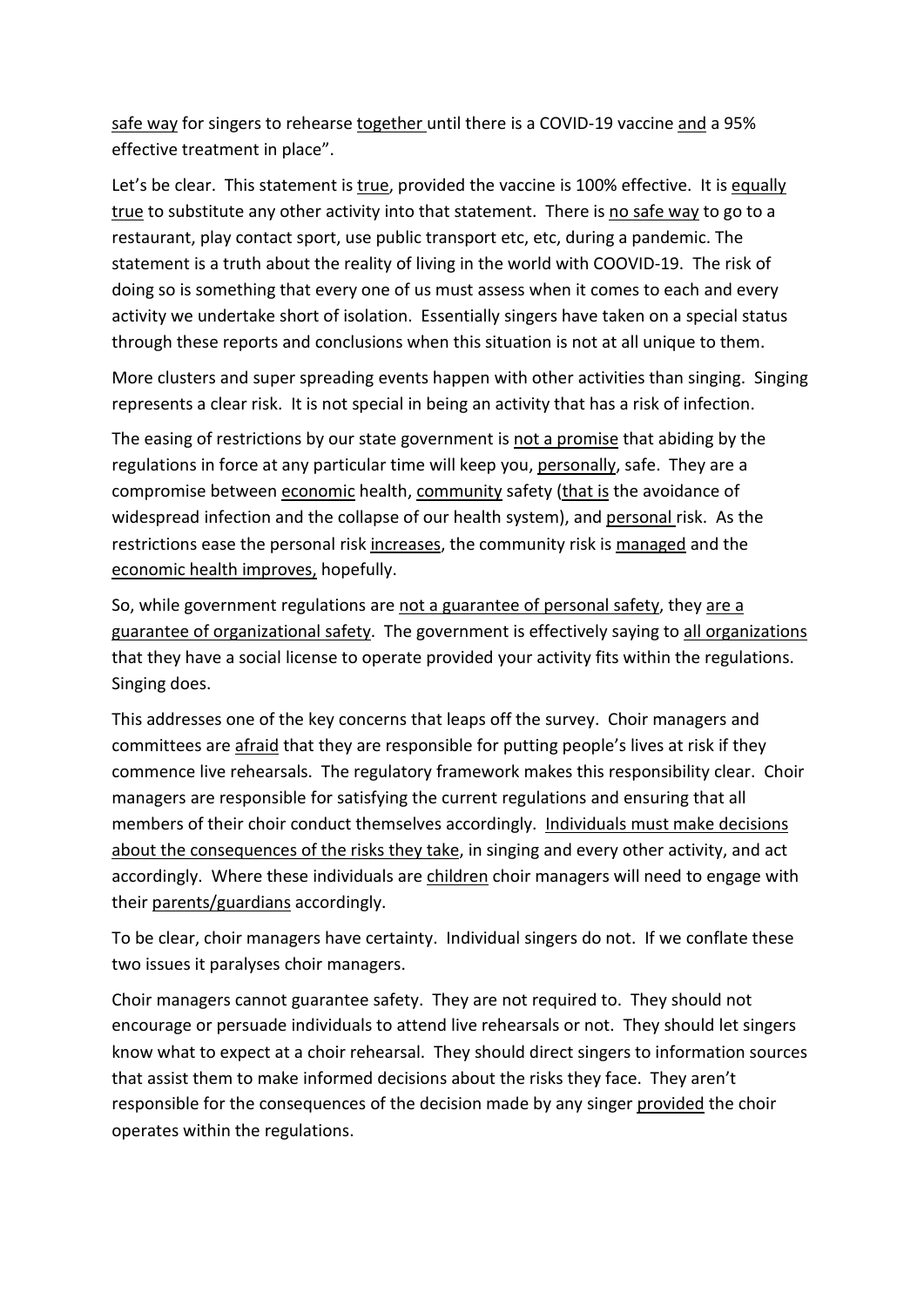safe way for singers to rehearse together until there is a COVID-19 vaccine and a 95% effective treatment in place".

Let's be clear. This statement is true, provided the vaccine is 100% effective. It is equally true to substitute any other activity into that statement. There is no safe way to go to a restaurant, play contact sport, use public transport etc, etc, during a pandemic. The statement is a truth about the reality of living in the world with COOVID-19. The risk of doing so is something that every one of us must assess when it comes to each and every activity we undertake short of isolation. Essentially singers have taken on a special status through these reports and conclusions when this situation is not at all unique to them.

More clusters and super spreading events happen with other activities than singing. Singing represents a clear risk. It is not special in being an activity that has a risk of infection.

The easing of restrictions by our state government is not a promise that abiding by the regulations in force at any particular time will keep you, personally, safe. They are a compromise between economic health, community safety (that is the avoidance of widespread infection and the collapse of our health system), and personal risk. As the restrictions ease the personal risk increases, the community risk is managed and the economic health improves, hopefully.

So, while government regulations are not a guarantee of personal safety, they are a guarantee of organizational safety. The government is effectively saying to all organizations that they have a social license to operate provided your activity fits within the regulations. Singing does.

This addresses one of the key concerns that leaps off the survey. Choir managers and committees are afraid that they are responsible for putting people's lives at risk if they commence live rehearsals. The regulatory framework makes this responsibility clear. Choir managers are responsible for satisfying the current regulations and ensuring that all members of their choir conduct themselves accordingly. Individuals must make decisions about the consequences of the risks they take, in singing and every other activity, and act accordingly. Where these individuals are children choir managers will need to engage with their parents/guardians accordingly.

To be clear, choir managers have certainty. Individual singers do not. If we conflate these two issues it paralyses choir managers.

Choir managers cannot guarantee safety. They are not required to. They should not encourage or persuade individuals to attend live rehearsals or not. They should let singers know what to expect at a choir rehearsal. They should direct singers to information sources that assist them to make informed decisions about the risks they face. They aren't responsible for the consequences of the decision made by any singer provided the choir operates within the regulations.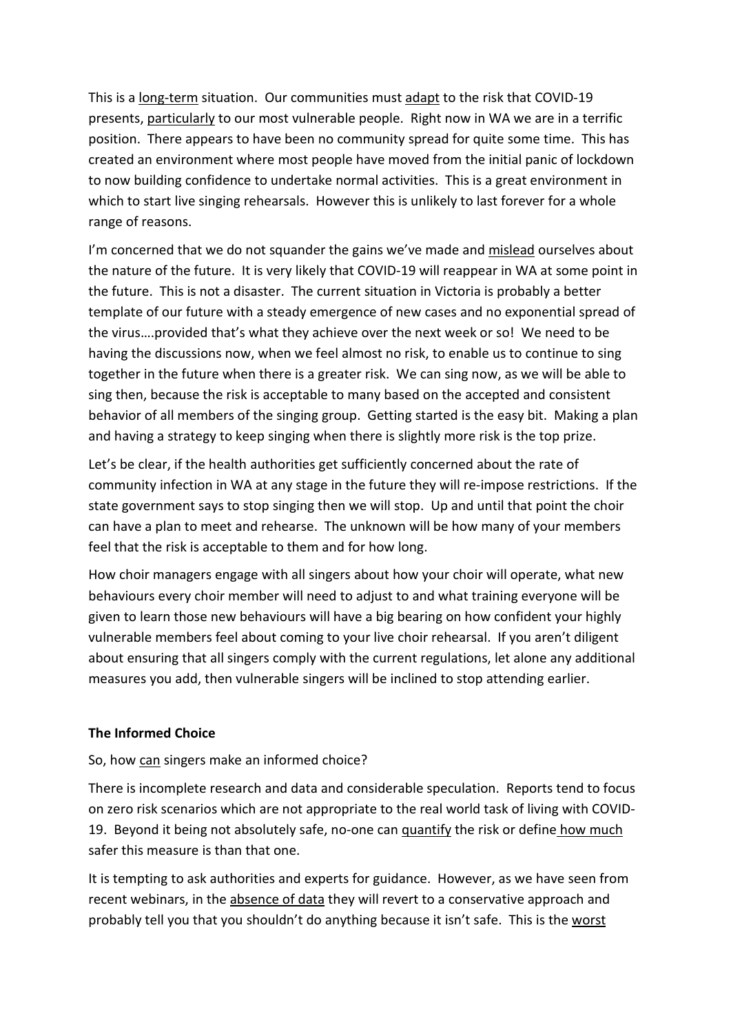This is a long-term situation. Our communities must adapt to the risk that COVID-19 presents, particularly to our most vulnerable people. Right now in WA we are in a terrific position. There appears to have been no community spread for quite some time. This has created an environment where most people have moved from the initial panic of lockdown to now building confidence to undertake normal activities. This is a great environment in which to start live singing rehearsals. However this is unlikely to last forever for a whole range of reasons.

I'm concerned that we do not squander the gains we've made and mislead ourselves about the nature of the future. It is very likely that COVID-19 will reappear in WA at some point in the future. This is not a disaster. The current situation in Victoria is probably a better template of our future with a steady emergence of new cases and no exponential spread of the virus….provided that's what they achieve over the next week or so! We need to be having the discussions now, when we feel almost no risk, to enable us to continue to sing together in the future when there is a greater risk. We can sing now, as we will be able to sing then, because the risk is acceptable to many based on the accepted and consistent behavior of all members of the singing group. Getting started is the easy bit. Making a plan and having a strategy to keep singing when there is slightly more risk is the top prize.

Let's be clear, if the health authorities get sufficiently concerned about the rate of community infection in WA at any stage in the future they will re-impose restrictions. If the state government says to stop singing then we will stop. Up and until that point the choir can have a plan to meet and rehearse. The unknown will be how many of your members feel that the risk is acceptable to them and for how long.

How choir managers engage with all singers about how your choir will operate, what new behaviours every choir member will need to adjust to and what training everyone will be given to learn those new behaviours will have a big bearing on how confident your highly vulnerable members feel about coming to your live choir rehearsal. If you aren't diligent about ensuring that all singers comply with the current regulations, let alone any additional measures you add, then vulnerable singers will be inclined to stop attending earlier.

**The Informed Choice**

So, how can singers make an informed choice?

There is incomplete research and data and considerable speculation. Reports tend to focus on zero risk scenarios which are not appropriate to the real world task of living with COVID-19. Beyond it being not absolutely safe, no-one can quantify the risk or define how much safer this measure is than that one.

It is tempting to ask authorities and experts for guidance. However, as we have seen from recent webinars, in the absence of data they will revert to a conservative approach and probably tell you that you shouldn't do anything because it isn't safe. This is the worst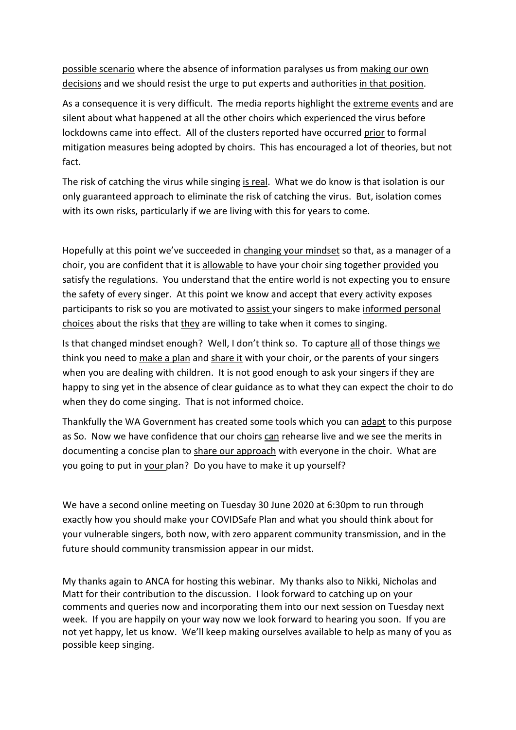possible scenario where the absence of information paralyses us from making our own decisions and we should resist the urge to put experts and authorities in that position.

As a consequence it is very difficult. The media reports highlight the extreme events and are silent about what happened at all the other choirs which experienced the virus before lockdowns came into effect. All of the clusters reported have occurred prior to formal mitigation measures being adopted by choirs. This has encouraged a lot of theories, but not fact.

The risk of catching the virus while singing is real. What we do know is that isolation is our only guaranteed approach to eliminate the risk of catching the virus. But, isolation comes with its own risks, particularly if we are living with this for years to come.

Hopefully at this point we've succeeded in changing your mindset so that, as a manager of a choir, you are confident that it is allowable to have your choir sing together provided you satisfy the regulations. You understand that the entire world is not expecting you to ensure the safety of every singer. At this point we know and accept that every activity exposes participants to risk so you are motivated to assist your singers to make informed personal choices about the risks that they are willing to take when it comes to singing.

Is that changed mindset enough? Well, I don't think so. To capture all of those things we think you need to make a plan and share it with your choir, or the parents of your singers when you are dealing with children. It is not good enough to ask your singers if they are happy to sing yet in the absence of clear guidance as to what they can expect the choir to do when they do come singing. That is not informed choice.

Thankfully the WA Government has created some tools which you can adapt to this purpose as So. Now we have confidence that our choirs can rehearse live and we see the merits in documenting a concise plan to share our approach with everyone in the choir. What are you going to put in your plan? Do you have to make it up yourself?

We have a second online meeting on Tuesday 30 June 2020 at 6:30pm to run through exactly how you should make your COVIDSafe Plan and what you should think about for your vulnerable singers, both now, with zero apparent community transmission, and in the future should community transmission appear in our midst.

My thanks again to ANCA for hosting this webinar. My thanks also to Nikki, Nicholas and Matt for their contribution to the discussion. I look forward to catching up on your comments and queries now and incorporating them into our next session on Tuesday next week. If you are happily on your way now we look forward to hearing you soon. If you are not yet happy, let us know. We'll keep making ourselves available to help as many of you as possible keep singing.